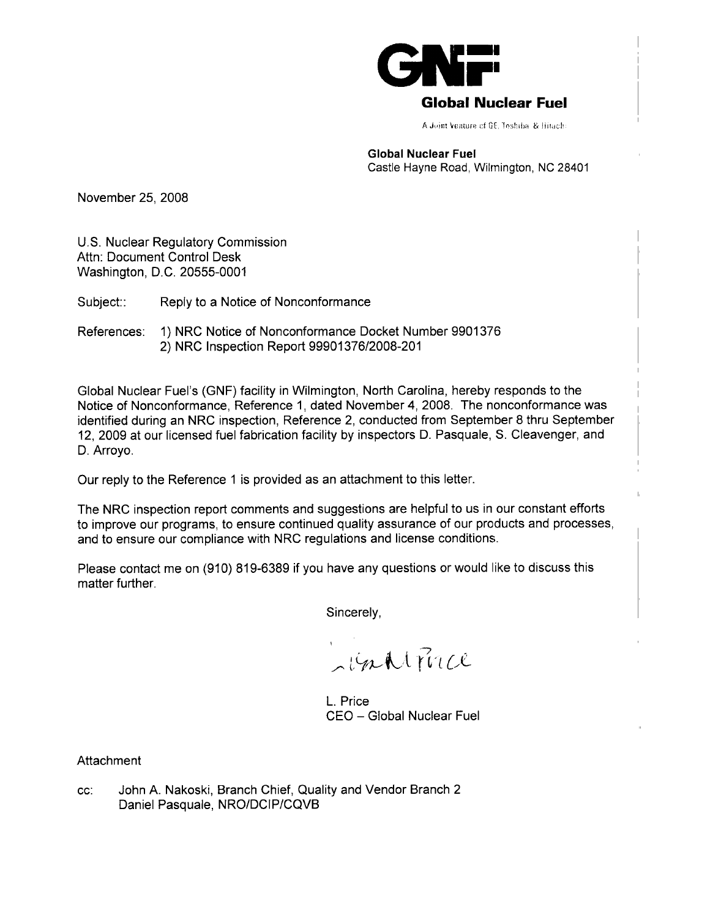**GNF**

**Global Nuclear Fuel**

A Joint Venture of GE, Toshiba & Hitachi

**Global Nuclear Fuel**
Castle Hayne Road, Wilmington, NC 28401

November 25, 2008

U.S. Nuclear Regulatory Commission
Attn: Document Control Desk
Washington, D.C. 20555-0001

Subject:: Reply to a Notice of Nonconformance

References: 1) NRC Notice of Nonconformance Docket Number 9901376
2) NRC Inspection Report 99901376/2008-201

Global Nuclear Fuel's (GNF) facility in Wilmington, North Carolina, hereby responds to the Notice of Nonconformance, Reference 1, dated November 4, 2008. The nonconformance was identified during an NRC inspection, Reference 2, conducted from September 8 thru September 12, 2009 at our licensed fuel fabrication facility by inspectors D. Pasquale, S. Cleavenger, and D. Arroyo.

Our reply to the Reference 1 is provided as an attachment to this letter.

The NRC inspection report comments and suggestions are helpful to us in our constant efforts to improve our programs, to ensure continued quality assurance of our products and processes, and to ensure our compliance with NRC regulations and license conditions.

Please contact me on (910) 819-6389 if you have any questions or would like to discuss this matter further.

Sincerely,

L. Price
CEO – Global Nuclear Fuel

Attachment

cc: John A. Nakoski, Branch Chief, Quality and Vendor Branch 2
Daniel Pasquale, NRO/DCIP/CQVB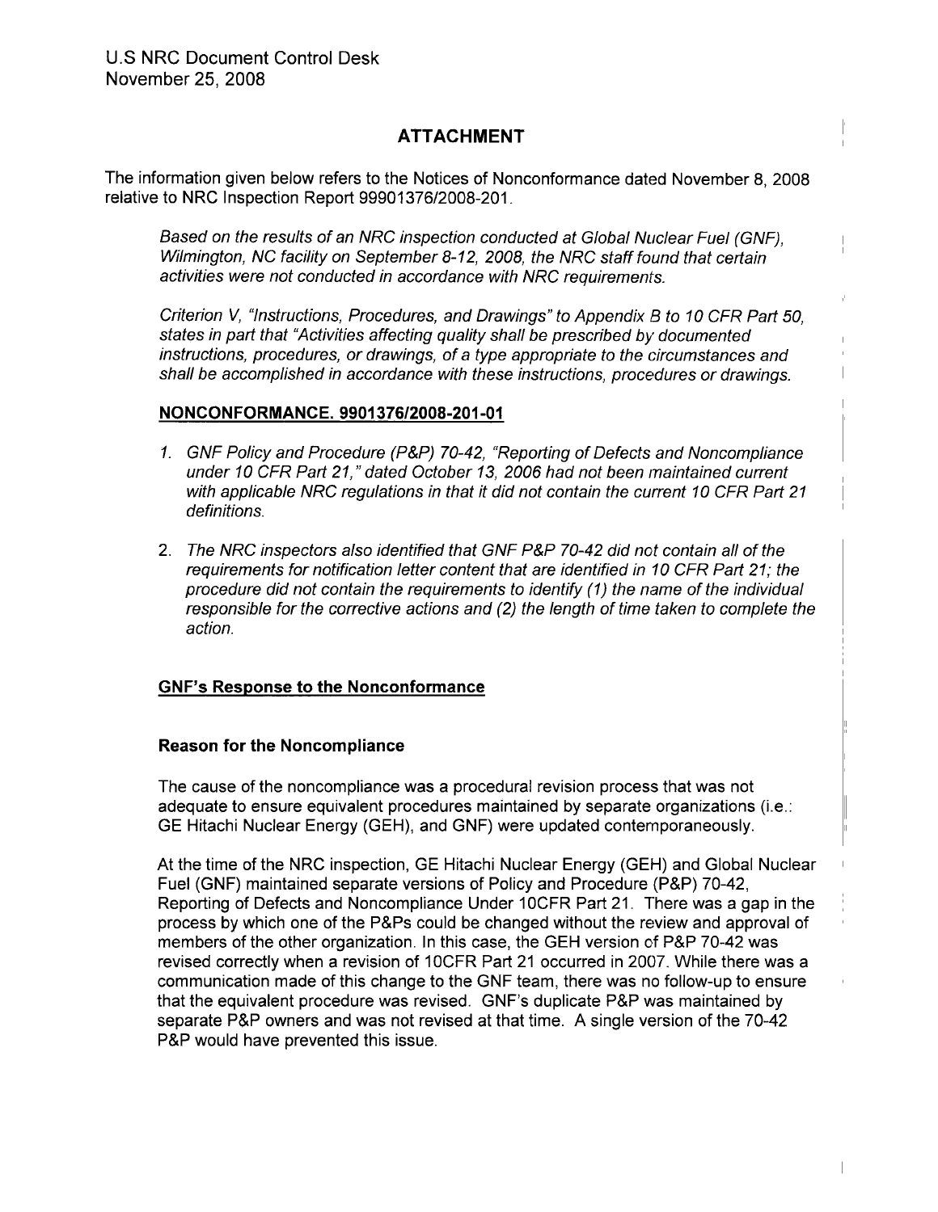U.S NRC Document Control Desk
November 25, 2008

## ATTACHMENT

The information given below refers to the Notices of Nonconformance dated November 8, 2008 relative to NRC Inspection Report 99901376/2008-201.

*Based on the results of an NRC inspection conducted at Global Nuclear Fuel (GNF), Wilmington, NC facility on September 8-12, 2008, the NRC staff found that certain activities were not conducted in accordance with NRC requirements.*

*Criterion V, "Instructions, Procedures, and Drawings" to Appendix B to 10 CFR Part 50, states in part that "Activities affecting quality shall be prescribed by documented instructions, procedures, or drawings, of a type appropriate to the circumstances and shall be accomplished in accordance with these instructions, procedures or drawings.*

### NONCONFORMANCE. 9901376/2008-201-01

1. *GNF Policy and Procedure (P&P) 70-42, "Reporting of Defects and Noncompliance under 10 CFR Part 21," dated October 13, 2006 had not been maintained current with applicable NRC regulations in that it did not contain the current 10 CFR Part 21 definitions.*
2. *The NRC inspectors also identified that GNF P&P 70-42 did not contain all of the requirements for notification letter content that are identified in 10 CFR Part 21; the procedure did not contain the requirements to identify (1) the name of the individual responsible for the corrective actions and (2) the length of time taken to complete the action.*

### GNF's Response to the Nonconformance

#### Reason for the Noncompliance

The cause of the noncompliance was a procedural revision process that was not adequate to ensure equivalent procedures maintained by separate organizations (i.e.: GE Hitachi Nuclear Energy (GEH), and GNF) were updated contemporaneously.

At the time of the NRC inspection, GE Hitachi Nuclear Energy (GEH) and Global Nuclear Fuel (GNF) maintained separate versions of Policy and Procedure (P&P) 70-42, Reporting of Defects and Noncompliance Under 10CFR Part 21. There was a gap in the process by which one of the P&Ps could be changed without the review and approval of members of the other organization. In this case, the GEH version of P&P 70-42 was revised correctly when a revision of 10CFR Part 21 occurred in 2007. While there was a communication made of this change to the GNF team, there was no follow-up to ensure that the equivalent procedure was revised. GNF's duplicate P&P was maintained by separate P&P owners and was not revised at that time. A single version of the 70-42 P&P would have prevented this issue.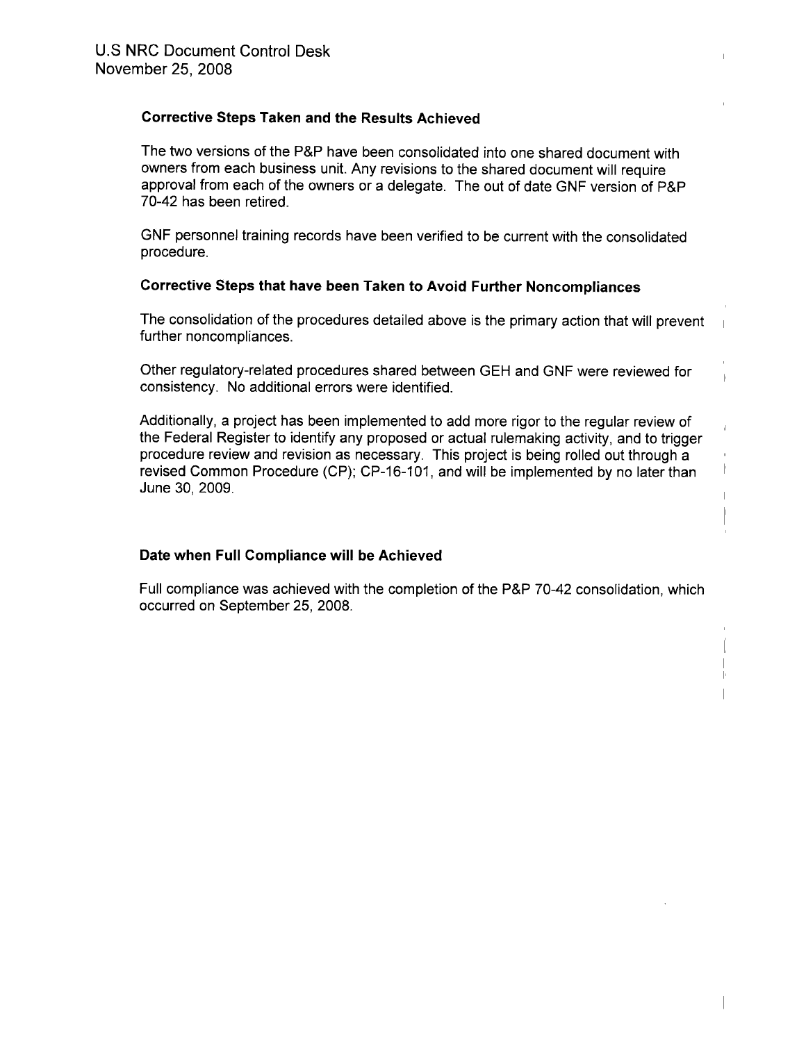### Corrective Steps Taken and the Results Achieved

The two versions of the P&P have been consolidated into one shared document with owners from each business unit. Any revisions to the shared document will require approval from each of the owners or a delegate. The out of date GNF version of P&P 70-42 has been retired.

GNF personnel training records have been verified to be current with the consolidated procedure.

### Corrective Steps that have been Taken to Avoid Further Noncompliances

The consolidation of the procedures detailed above is the primary action that will prevent further noncompliances.

Other regulatory-related procedures shared between GEH and GNF were reviewed for consistency. No additional errors were identified.

Additionally, a project has been implemented to add more rigor to the regular review of the Federal Register to identify any proposed or actual rulemaking activity, and to trigger procedure review and revision as necessary. This project is being rolled out through a revised Common Procedure (CP); CP-16-101, and will be implemented by no later than June 30, 2009.

### Date when Full Compliance will be Achieved

Full compliance was achieved with the completion of the P&P 70-42 consolidation, which occurred on September 25, 2008.